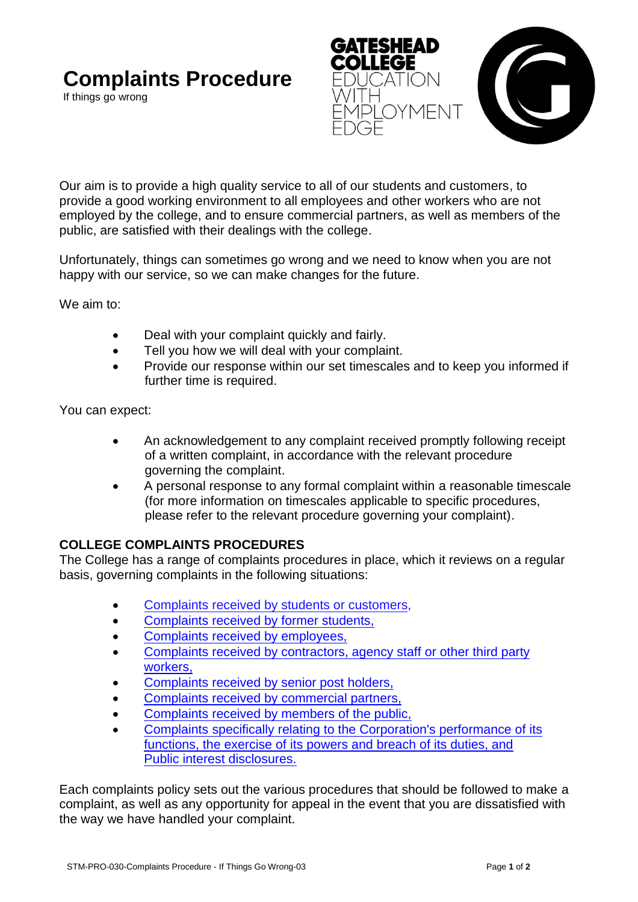# Complaints Procedure

If things go wrong

Our aim is to provide a high quality service to all of our students and customers, to provide a good working environment to all employees and other workers who are not employed by the college, and to ensure commercial partners, as well as members of the public, are satisfied with their dealings with the college.

Unfortunately, things can sometimes go wrong and we need to know when you are not happy with our service, so we can make changes for the future.

We aim to:

- Deal with your complaint quickly and fairly.
- Tell you how we will deal with your complaint.
- Provide our response within our set timescales and to keep you informed if further time is required.

You can expect:

- An acknowledgement to any complaint received promptly following receipt of a written complaint, in accordance with the relevant procedure governing the complaint.
- A personal response to any formal complaint within a reasonable timescale (for more information on timescales applicable to specific procedures, please refer to the relevant procedure governing your complaint).

## COLLEGE COMPLAINTS PROCEDURES

The College has a range of complaints procedures in place, which it reviews on a regular basis, governing complaints in the following situations:

- Complaints received by students or customers,
- Complaints received by former students,
- Complaints received by employees,
- Complaints received by contractors, agency staff or other third party workers,
- Complaints received by senior post holders,
- Complaints received by commercial partners,
- Complaints received by members of the public,
- Complaints specifically relating to the Corporation's performance of its functions, the exercise of its powers and breach of its duties, and Public interest disclosures.

Each complaints policy sets out the various procedures that should be followed to make a complaint, as well as any opportunity for appeal in the event that you are dissatisfied with the way we have handled your complaint.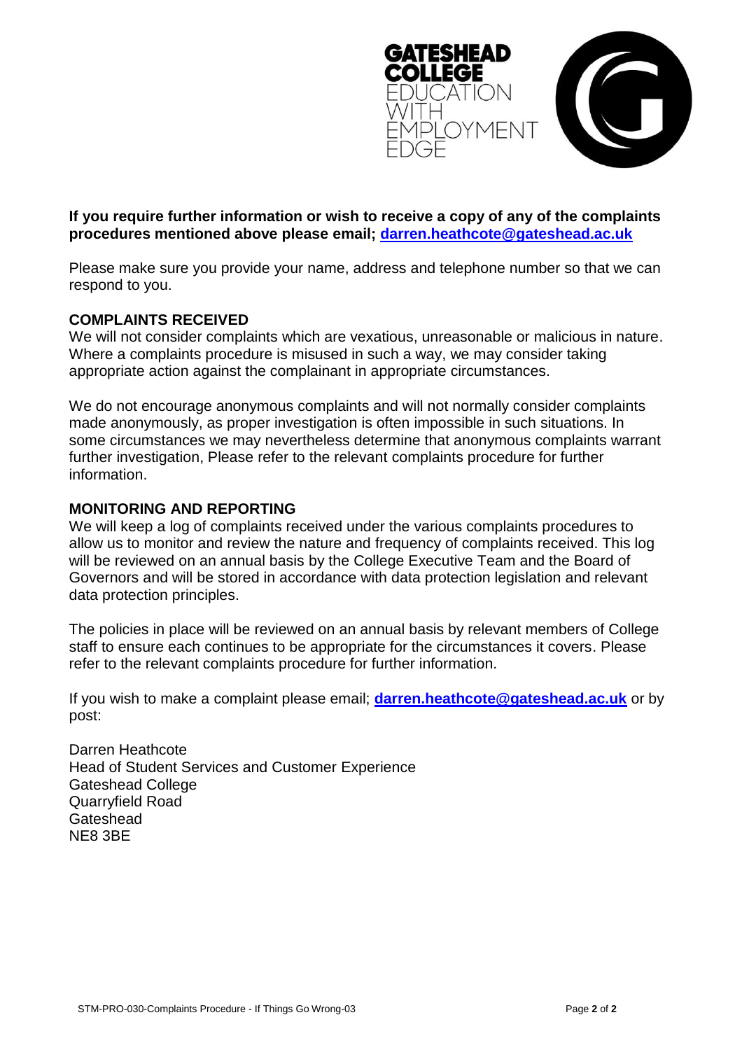**If you require further information or wish to receive a copy of any of the complaints procedures mentioned above please email; [darren.heathcote@gateshead.ac.uk](mailto:darren.heathcote@gateshead.ac.uk)**

Please make sure you provide your name, address and telephone number so that we can respond to you.

## COMPLAINTS RECEIVED

We will not consider complaints which are vexatious, unreasonable or malicious in nature. Where a complaints procedure is misused in such a way, we may consider taking appropriate action against the complainant in appropriate circumstances.

We do not encourage anonymous complaints and will not normally consider complaints made anonymously, as proper investigation is often impossible in such situations. In some circumstances we may nevertheless determine that anonymous complaints warrant further investigation, Please refer to the relevant complaints procedure for further information.

## MONITORING AND REPORTING

We will keep a log of complaints received under the various complaints procedures to allow us to monitor and review the nature and frequency of complaints received. This log will be reviewed on an annual basis by the College Executive Team and the Board of Governors and will be stored in accordance with data protection legislation and relevant data protection principles.

The policies in place will be reviewed on an annual basis by relevant members of College staff to ensure each continues to be appropriate for the circumstances it covers. Please refer to the relevant complaints procedure for further information.

If you wish to make a complaint please email; **[darren.heathcote@gateshead.ac.uk](mailto:darren.heathcote@gateshead.ac.uk)** or by post:

Darren Heathcote
Head of Student Services and Customer Experience
Gateshead College
Quarryfield Road
Gateshead
NE8 3BE